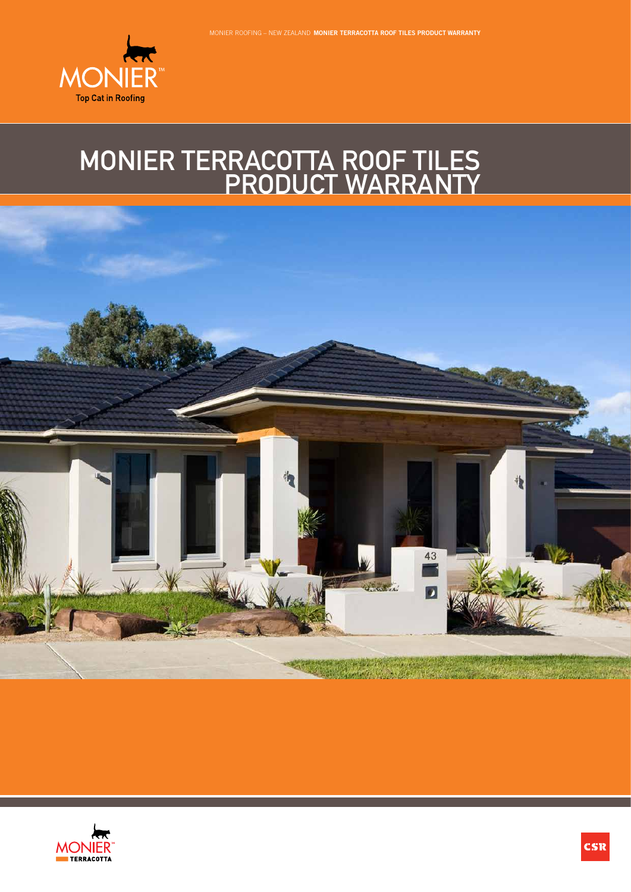MONIER ROOFING – NEW ZEALAND **MONIER TERRACOTTA ROOF TILES PRODUCT WARRANTY**

MONIER™

Top Cat in Roofing

# MONIER TERRACOTTA ROOF TILES PRODUCT WARRANTY

MONIER™ TERRACOTTA

CSR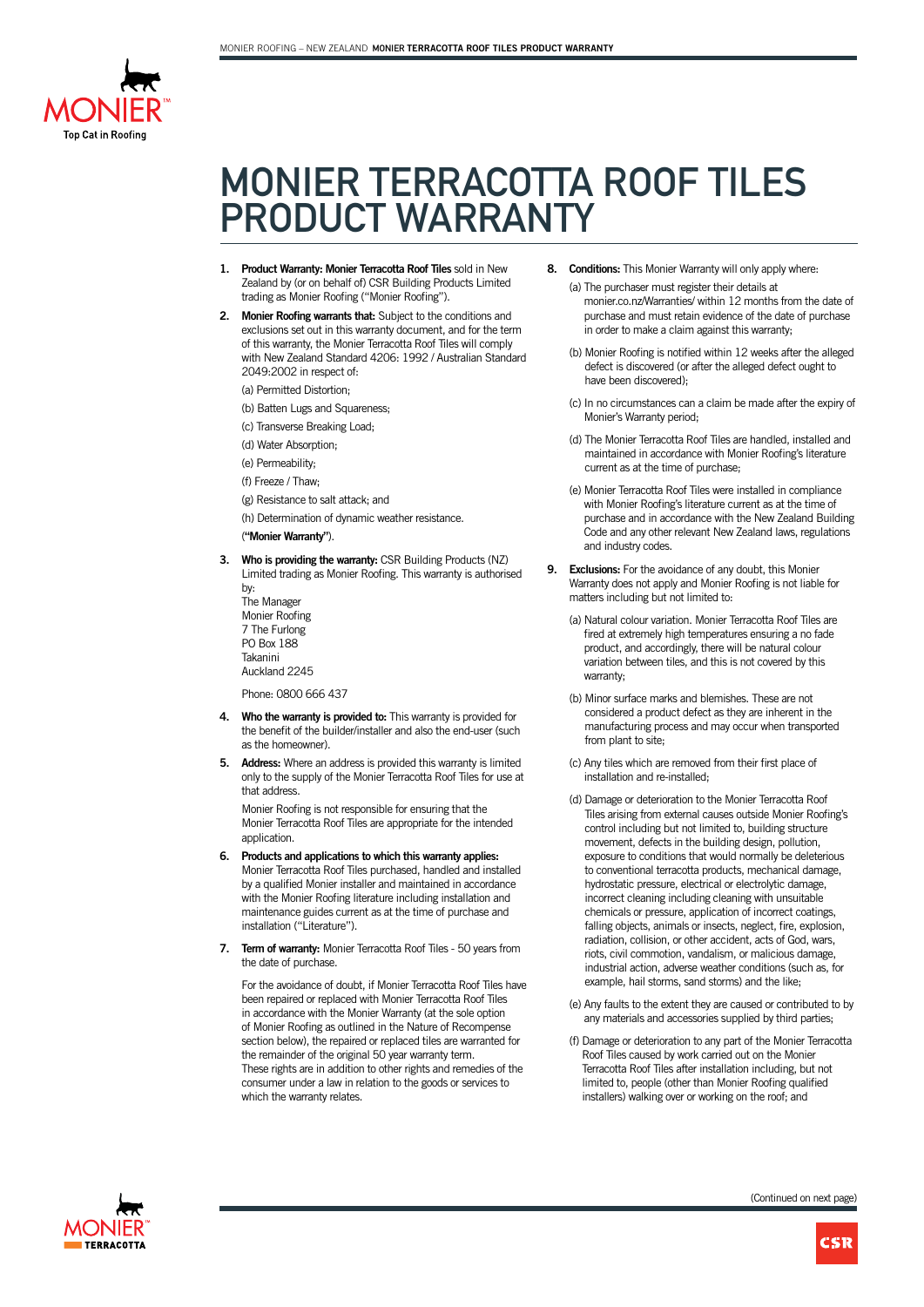# MONIER TERRACOTTA ROOF TILES PRODUCT WARRANTY

1. **Product Warranty: Monier Terracotta Roof Tiles** sold in New Zealand by (or on behalf of) CSR Building Products Limited trading as Monier Roofing ("Monier Roofing").

2. **Monier Roofing warrants that:** Subject to the conditions and exclusions set out in this warranty document, and for the term of this warranty, the Monier Terracotta Roof Tiles will comply with New Zealand Standard 4206: 1992 / Australian Standard 2049:2002 in respect of:

   (a) Permitted Distortion;

   (b) Batten Lugs and Squareness;

   (c) Transverse Breaking Load;

   (d) Water Absorption;

   (e) Permeability;

   (f) Freeze / Thaw;

   (g) Resistance to salt attack; and

   (h) Determination of dynamic weather resistance.

   (**"Monier Warranty"**).

3. **Who is providing the warranty:** CSR Building Products (NZ) Limited trading as Monier Roofing. This warranty is authorised by:
   The Manager
   Monier Roofing
   7 The Furlong
   PO Box 188
   Takanini
   Auckland 2245

   Phone: 0800 666 437

4. **Who the warranty is provided to:** This warranty is provided for the benefit of the builder/installer and also the end-user (such as the homeowner).

5. **Address:** Where an address is provided this warranty is limited only to the supply of the Monier Terracotta Roof Tiles for use at that address.

   Monier Roofing is not responsible for ensuring that the Monier Terracotta Roof Tiles are appropriate for the intended application.

6. **Products and applications to which this warranty applies:** Monier Terracotta Roof Tiles purchased, handled and installed by a qualified Monier installer and maintained in accordance with the Monier Roofing literature including installation and maintenance guides current as at the time of purchase and installation ("Literature").

7. **Term of warranty:** Monier Terracotta Roof Tiles - 50 years from the date of purchase.

   For the avoidance of doubt, if Monier Terracotta Roof Tiles have been repaired or replaced with Monier Terracotta Roof Tiles in accordance with the Monier Warranty (at the sole option of Monier Roofing as outlined in the Nature of Recompense section below), the repaired or replaced tiles are warranted for the remainder of the original 50 year warranty term. These rights are in addition to other rights and remedies of the consumer under a law in relation to the goods or services to which the warranty relates.

8. **Conditions:** This Monier Warranty will only apply where:

   (a) The purchaser must register their details at monier.co.nz/Warranties/ within 12 months from the date of purchase and must retain evidence of the date of purchase in order to make a claim against this warranty;

   (b) Monier Roofing is notified within 12 weeks after the alleged defect is discovered (or after the alleged defect ought to have been discovered);

   (c) In no circumstances can a claim be made after the expiry of Monier's Warranty period;

   (d) The Monier Terracotta Roof Tiles are handled, installed and maintained in accordance with Monier Roofing's literature current as at the time of purchase;

   (e) Monier Terracotta Roof Tiles were installed in compliance with Monier Roofing's literature current as at the time of purchase and in accordance with the New Zealand Building Code and any other relevant New Zealand laws, regulations and industry codes.

9. **Exclusions:** For the avoidance of any doubt, this Monier Warranty does not apply and Monier Roofing is not liable for matters including but not limited to:

   (a) Natural colour variation. Monier Terracotta Roof Tiles are fired at extremely high temperatures ensuring a no fade product, and accordingly, there will be natural colour variation between tiles, and this is not covered by this warranty;

   (b) Minor surface marks and blemishes. These are not considered a product defect as they are inherent in the manufacturing process and may occur when transported from plant to site;

   (c) Any tiles which are removed from their first place of installation and re-installed;

   (d) Damage or deterioration to the Monier Terracotta Roof Tiles arising from external causes outside Monier Roofing's control including but not limited to, building structure movement, defects in the building design, pollution, exposure to conditions that would normally be deleterious to conventional terracotta products, mechanical damage, hydrostatic pressure, electrical or electrolytic damage, incorrect cleaning including cleaning with unsuitable chemicals or pressure, application of incorrect coatings, falling objects, animals or insects, neglect, fire, explosion, radiation, collision, or other accident, acts of God, wars, riots, civil commotion, vandalism, or malicious damage, industrial action, adverse weather conditions (such as, for example, hail storms, sand storms) and the like;

   (e) Any faults to the extent they are caused or contributed to by any materials and accessories supplied by third parties;

   (f) Damage or deterioration to any part of the Monier Terracotta Roof Tiles caused by work carried out on the Monier Terracotta Roof Tiles after installation including, but not limited to, people (other than Monier Roofing qualified installers) walking over or working on the roof; and

(Continued on next page)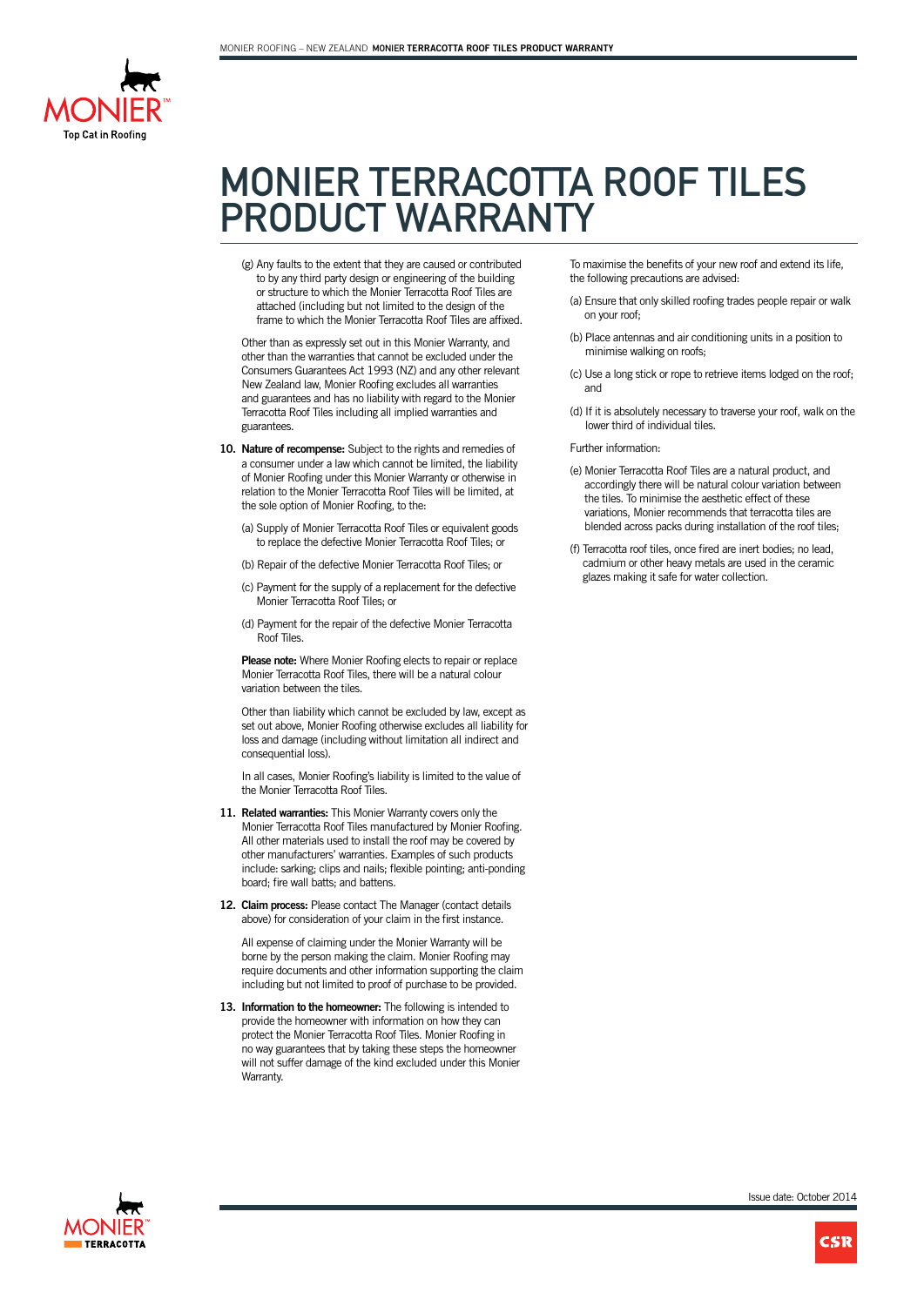# MONIER TERRACOTTA ROOF TILES PRODUCT WARRANTY

(g) Any faults to the extent that they are caused or contributed to by any third party design or engineering of the building or structure to which the Monier Terracotta Roof Tiles are attached (including but not limited to the design of the frame to which the Monier Terracotta Roof Tiles are affixed.

Other than as expressly set out in this Monier Warranty, and other than the warranties that cannot be excluded under the Consumers Guarantees Act 1993 (NZ) and any other relevant New Zealand law, Monier Roofing excludes all warranties and guarantees and has no liability with regard to the Monier Terracotta Roof Tiles including all implied warranties and guarantees.

**10. Nature of recompense:** Subject to the rights and remedies of a consumer under a law which cannot be limited, the liability of Monier Roofing under this Monier Warranty or otherwise in relation to the Monier Terracotta Roof Tiles will be limited, at the sole option of Monier Roofing, to the:

(a) Supply of Monier Terracotta Roof Tiles or equivalent goods to replace the defective Monier Terracotta Roof Tiles; or

(b) Repair of the defective Monier Terracotta Roof Tiles; or

(c) Payment for the supply of a replacement for the defective Monier Terracotta Roof Tiles; or

(d) Payment for the repair of the defective Monier Terracotta Roof Tiles.

**Please note:** Where Monier Roofing elects to repair or replace Monier Terracotta Roof Tiles, there will be a natural colour variation between the tiles.

Other than liability which cannot be excluded by law, except as set out above, Monier Roofing otherwise excludes all liability for loss and damage (including without limitation all indirect and consequential loss).

In all cases, Monier Roofing's liability is limited to the value of the Monier Terracotta Roof Tiles.

**11. Related warranties:** This Monier Warranty covers only the Monier Terracotta Roof Tiles manufactured by Monier Roofing. All other materials used to install the roof may be covered by other manufacturers' warranties. Examples of such products include: sarking; clips and nails; flexible pointing; anti-ponding board; fire wall batts; and battens.

**12. Claim process:** Please contact The Manager (contact details above) for consideration of your claim in the first instance.

All expense of claiming under the Monier Warranty will be borne by the person making the claim. Monier Roofing may require documents and other information supporting the claim including but not limited to proof of purchase to be provided.

**13. Information to the homeowner:** The following is intended to provide the homeowner with information on how they can protect the Monier Terracotta Roof Tiles. Monier Roofing in no way guarantees that by taking these steps the homeowner will not suffer damage of the kind excluded under this Monier Warranty.

To maximise the benefits of your new roof and extend its life, the following precautions are advised:

(a) Ensure that only skilled roofing trades people repair or walk on your roof;

(b) Place antennas and air conditioning units in a position to minimise walking on roofs;

(c) Use a long stick or rope to retrieve items lodged on the roof; and

(d) If it is absolutely necessary to traverse your roof, walk on the lower third of individual tiles.

Further information:

(e) Monier Terracotta Roof Tiles are a natural product, and accordingly there will be natural colour variation between the tiles. To minimise the aesthetic effect of these variations, Monier recommends that terracotta tiles are blended across packs during installation of the roof tiles;

(f) Terracotta roof tiles, once fired are inert bodies; no lead, cadmium or other heavy metals are used in the ceramic glazes making it safe for water collection.

Issue date: October 2014